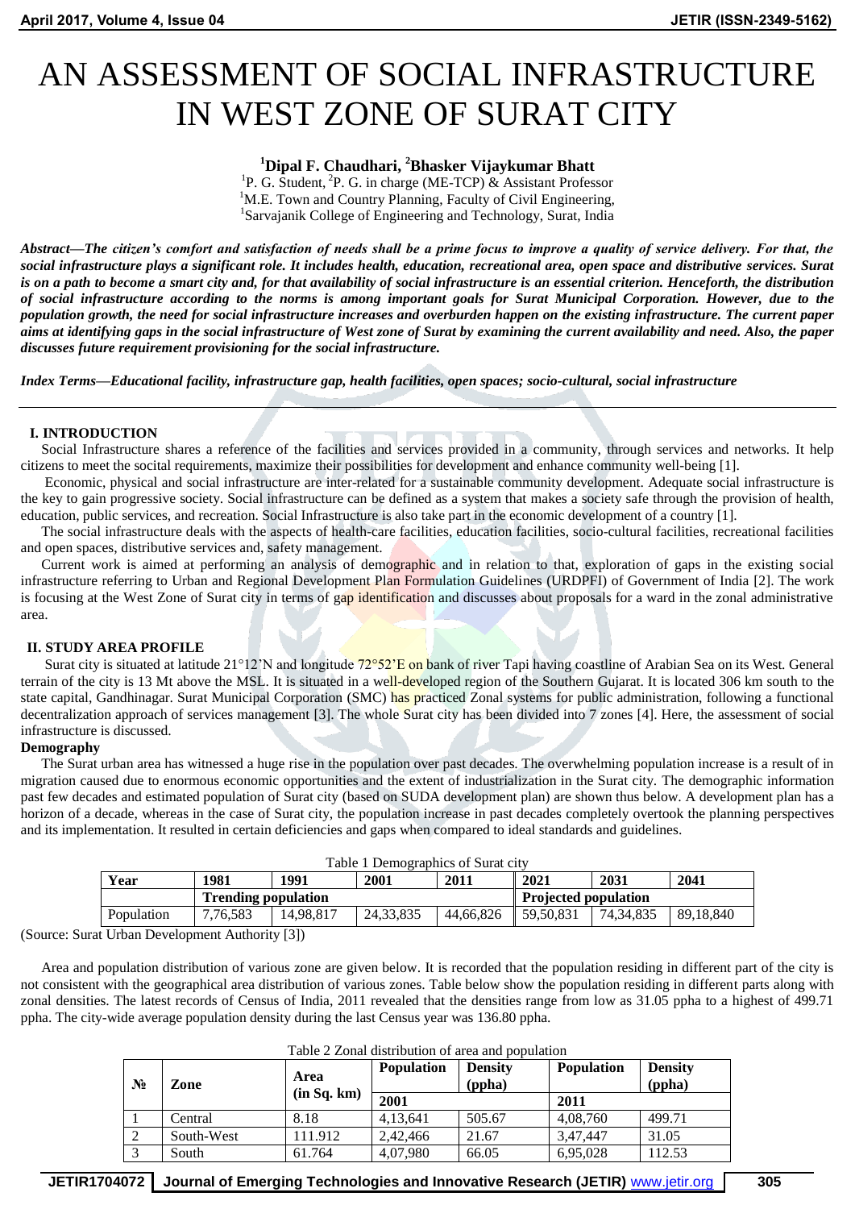# AN ASSESSMENT OF SOCIAL INFRASTRUCTURE IN WEST ZONE OF SURAT CITY

**[1]Dipal F. Chaudhari, [2]Bhasker Vijaykumar Bhatt**

[1]P. G. Student, [2]P. G. in charge (ME-TCP) & Assistant Professor
[1]M.E. Town and Country Planning, Faculty of Civil Engineering,
[1]Sarvajanik College of Engineering and Technology, Surat, India

***Abstract*—*The citizen's comfort and satisfaction of needs shall be a prime focus to improve a quality of service delivery. For that, the social infrastructure plays a significant role. It includes health, education, recreational area, open space and distributive services. Surat is on a path to become a smart city and, for that availability of social infrastructure is an essential criterion. Henceforth, the distribution of social infrastructure according to the norms is among important goals for Surat Municipal Corporation. However, due to the population growth, the need for social infrastructure increases and overburden happen on the existing infrastructure. The current paper aims at identifying gaps in the social infrastructure of West zone of Surat by examining the current availability and need. Also, the paper discusses future requirement provisioning for the social infrastructure.***

***Index Terms*—*Educational facility, infrastructure gap, health facilities, open spaces; socio-cultural, social infrastructure***

## I. INTRODUCTION

Social Infrastructure shares a reference of the facilities and services provided in a community, through services and networks. It help citizens to meet the soctial requirements, maximize their possibilities for development and enhance community well-being [1].

Economic, physical and social infrastructure are inter-related for a sustainable community development. Adequate social infrastructure is the key to gain progressive society. Social infrastructure can be defined as a system that makes a society safe through the provision of health, education, public services, and recreation. Social Infrastructure is also take part in the economic development of a country [1].

The social infrastructure deals with the aspects of health-care facilities, education facilities, socio-cultural facilities, recreational facilities and open spaces, distributive services and, safety management.

Current work is aimed at performing an analysis of demographic and in relation to that, exploration of gaps in the existing social infrastructure referring to Urban and Regional Development Plan Formulation Guidelines (URDPFI) of Government of India [2]. The work is focusing at the West Zone of Surat city in terms of gap identification and discusses about proposals for a ward in the zonal administrative area.

## II. STUDY AREA PROFILE

Surat city is situated at latitude 21°12'N and longitude 72°52'E on bank of river Tapi having coastline of Arabian Sea on its West. General terrain of the city is 13 Mt above the MSL. It is situated in a well-developed region of the Southern Gujarat. It is located 306 km south to the state capital, Gandhinagar. Surat Municipal Corporation (SMC) has practiced Zonal systems for public administration, following a functional decentralization approach of services management [3]. The whole Surat city has been divided into 7 zones [4]. Here, the assessment of social infrastructure is discussed.

### Demography

The Surat urban area has witnessed a huge rise in the population over past decades. The overwhelming population increase is a result of in migration caused due to enormous economic opportunities and the extent of industrialization in the Surat city. The demographic information past few decades and estimated population of Surat city (based on SUDA development plan) are shown thus below. A development plan has a horizon of a decade, whereas in the case of Surat city, the population increase in past decades completely overtook the planning perspectives and its implementation. It resulted in certain deficiencies and gaps when compared to ideal standards and guidelines.

Table 1 Demographics of Surat city

| Year | 1981 | 1991 | 2001 | 2011 | 2021 | 2031 | 2041 |
|---|---|---|---|---|---|---|---|
| | Trending population | | | | Projected population | | |
| Population | 7,76,583 | 14,98,817 | 24,33,835 | 44,66,826 | 59,50,831 | 74,34,835 | 89,18,840 |

(Source: Surat Urban Development Authority [3])

Area and population distribution of various zone are given below. It is recorded that the population residing in different part of the city is not consistent with the geographical area distribution of various zones. Table below show the population residing in different parts along with zonal densities. The latest records of Census of India, 2011 revealed that the densities range from low as 31.05 ppha to a highest of 499.71 ppha. The city-wide average population density during the last Census year was 136.80 ppha.

Table 2 Zonal distribution of area and population

| № | Zone | Area (in Sq. km) | Population | Density (ppha) | Population | Density (ppha) |
|---|---|---|---|---|---|---|
| | | | 2001 | | 2011 | |
| 1 | Central | 8.18 | 4,13,641 | 505.67 | 4,08,760 | 499.71 |
| 2 | South-West | 111.912 | 2,42,466 | 21.67 | 3,47,447 | 31.05 |
| 3 | South | 61.764 | 4,07,980 | 66.05 | 6,95,028 | 112.53 |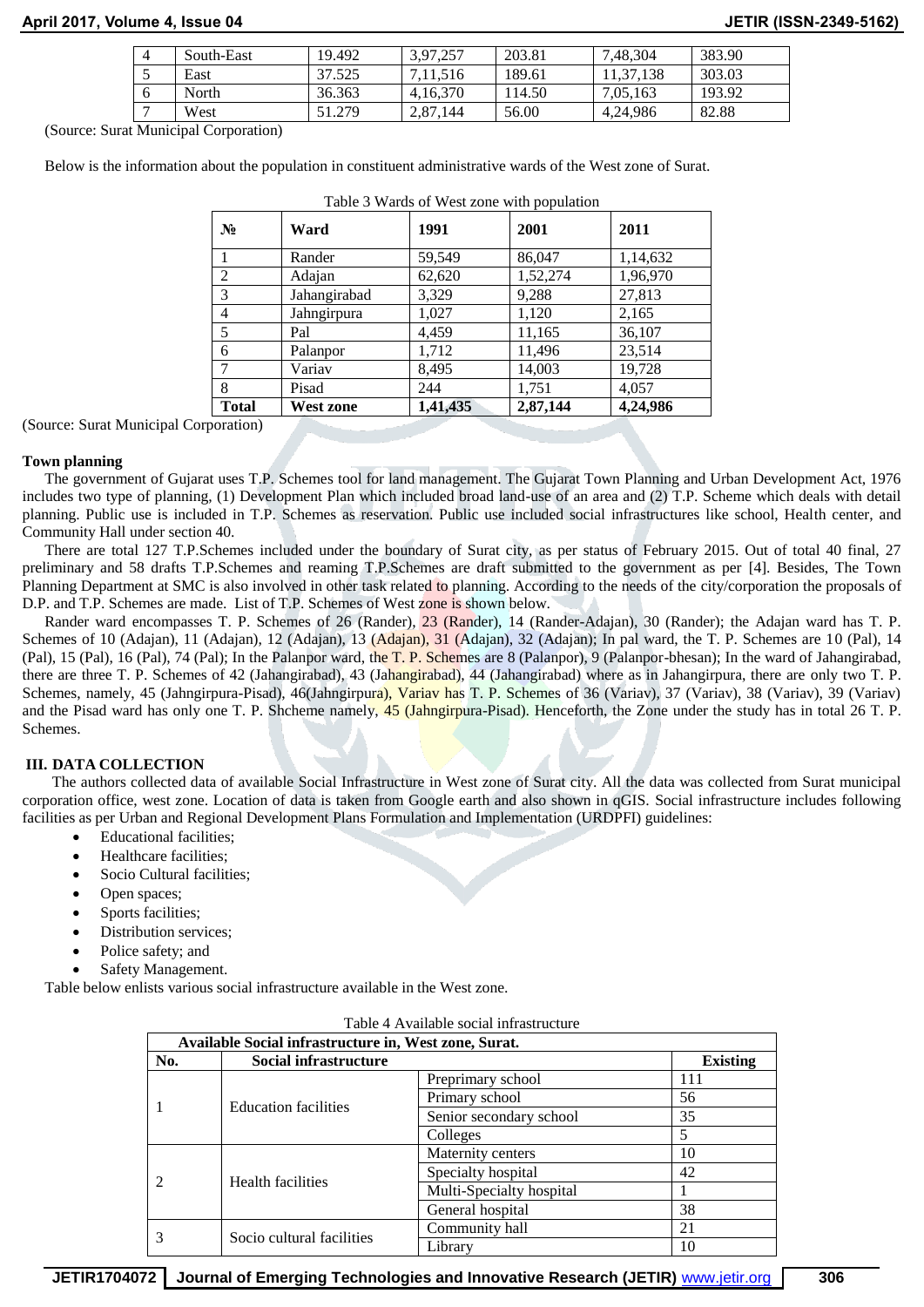| 4 | South-East | 19.492 | 3,97,257 | 203.81 | 7,48,304 | 383.90 |
|---|---|---|---|---|---|---|
| 5 | East | 37.525 | 7,11,516 | 189.61 | 11,37,138 | 303.03 |
| 6 | North | 36.363 | 4,16,370 | 114.50 | 7,05,163 | 193.92 |
| 7 | West | 51.279 | 2,87,144 | 56.00 | 4,24,986 | 82.88 |

(Source: Surat Municipal Corporation)

Below is the information about the population in constituent administrative wards of the West zone of Surat.

Table 3 Wards of West zone with population

| № | Ward | 1991 | 2001 | 2011 |
|---|---|---|---|---|
| 1 | Rander | 59,549 | 86,047 | 1,14,632 |
| 2 | Adajan | 62,620 | 1,52,274 | 1,96,970 |
| 3 | Jahangirabad | 3,329 | 9,288 | 27,813 |
| 4 | Jahngirpura | 1,027 | 1,120 | 2,165 |
| 5 | Pal | 4,459 | 11,165 | 36,107 |
| 6 | Palanpor | 1,712 | 11,496 | 23,514 |
| 7 | Variav | 8,495 | 14,003 | 19,728 |
| 8 | Pisad | 244 | 1,751 | 4,057 |
| **Total** | **West zone** | **1,41,435** | **2,87,144** | **4,24,986** |

(Source: Surat Municipal Corporation)

### Town planning

The government of Gujarat uses T.P. Schemes tool for land management. The Gujarat Town Planning and Urban Development Act, 1976 includes two type of planning, (1) Development Plan which included broad land-use of an area and (2) T.P. Scheme which deals with detail planning. Public use is included in T.P. Schemes as reservation. Public use included social infrastructures like school, Health center, and Community Hall under section 40.

There are total 127 T.P.Schemes included under the boundary of Surat city, as per status of February 2015. Out of total 40 final, 27 preliminary and 58 drafts T.P.Schemes and reaming T.P.Schemes are draft submitted to the government as per [4]. Besides, The Town Planning Department at SMC is also involved in other task related to planning. According to the needs of the city/corporation the proposals of D.P. and T.P. Schemes are made. List of T.P. Schemes of West zone is shown below.

Rander ward encompasses T. P. Schemes of 26 (Rander), 23 (Rander), 14 (Rander-Adajan), 30 (Rander); the Adajan ward has T. P. Schemes of 10 (Adajan), 11 (Adajan), 12 (Adajan), 13 (Adajan), 31 (Adajan), 32 (Adajan); In pal ward, the T. P. Schemes are 10 (Pal), 14 (Pal), 15 (Pal), 16 (Pal), 74 (Pal); In the Palanpor ward, the T. P. Schemes are 8 (Palanpor), 9 (Palanpor-bhesan); In the ward of Jahangirabad, there are three T. P. Schemes of 42 (Jahangirabad), 43 (Jahangirabad), 44 (Jahangirabad) where as in Jahangirpura, there are only two T. P. Schemes, namely, 45 (Jahngirpura-Pisad), 46(Jahngirpura), Variav has T. P. Schemes of 36 (Variav), 37 (Variav), 38 (Variav), 39 (Variav) and the Pisad ward has only one T. P. Shcheme namely, 45 (Jahngirpura-Pisad). Henceforth, the Zone under the study has in total 26 T. P. Schemes.

## III. DATA COLLECTION

The authors collected data of available Social Infrastructure in West zone of Surat city. All the data was collected from Surat municipal corporation office, west zone. Location of data is taken from Google earth and also shown in qGIS. Social infrastructure includes following facilities as per Urban and Regional Development Plans Formulation and Implementation (URDPFI) guidelines:

- Educational facilities;
- Healthcare facilities;
- Socio Cultural facilities;
- Open spaces;
- Sports facilities;
- Distribution services;
- Police safety; and
- Safety Management.

Table below enlists various social infrastructure available in the West zone.

Table 4 Available social infrastructure

| Available Social infrastructure in, West zone, Surat. | | | |
|---|---|---|---|
| **No.** | **Social infrastructure** | | **Existing** |
| 1 | Education facilities | Preprimary school | 111 |
| | | Primary school | 56 |
| | | Senior secondary school | 35 |
| | | Colleges | 5 |
| 2 | Health facilities | Maternity centers | 10 |
| | | Specialty hospital | 42 |
| | | Multi-Specialty hospital | 1 |
| | | General hospital | 38 |
| 3 | Socio cultural facilities | Community hall | 21 |
| | | Library | 10 |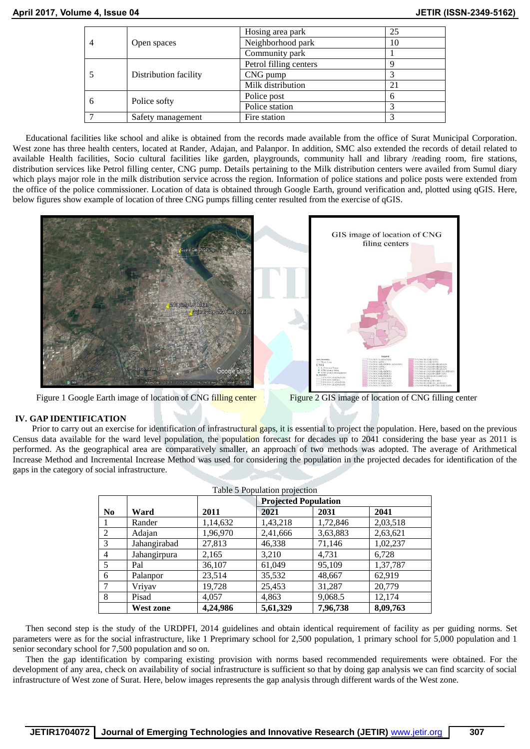| 4 | Open spaces | Hosing area park | 25 |
|---|---|---|---|
| | | Neighborhood park | 10 |
| | | Community park | 1 |
| 5 | Distribution facility | Petrol filling centers | 9 |
| | | CNG pump | 3 |
| | | Milk distribution | 21 |
| 6 | Police softy | Police post | 6 |
| | | Police station | 3 |
| 7 | Safety management | Fire station | 3 |

Educational facilities like school and alike is obtained from the records made available from the office of Surat Municipal Corporation. West zone has three health centers, located at Rander, Adajan, and Palanpor. In addition, SMC also extended the records of detail related to available Health facilities, Socio cultural facilities like garden, playgrounds, community hall and library /reading room, fire stations, distribution services like Petrol filling center, CNG pump. Details pertaining to the Milk distribution centers were availed from Sumul diary which plays major role in the milk distribution service across the region. Information of police stations and police posts were extended from the office of the police commissioner. Location of data is obtained through Google Earth, ground verification and, plotted using qGIS. Here, below figures show example of location of three CNG pumps filling center resulted from the exercise of qGIS.

Figure 1 Google Earth image of location of CNG filling center

Figure 2 GIS image of location of CNG filling center

## IV. GAP IDENTIFICATION

Prior to carry out an exercise for identification of infrastructural gaps, it is essential to project the population. Here, based on the previous Census data available for the ward level population, the population forecast for decades up to 2041 considering the base year as 2011 is performed. As the geographical area are comparatively smaller, an approach of two methods was adopted. The average of Arithmetical Increase Method and Incremental Increase Method was used for considering the population in the projected decades for identification of the gaps in the category of social infrastructure.

Table 5 Population projection

| | | | **Projected Population** | | |
|---|---|---|---|---|---|
| **No** | **Ward** | **2011** | **2021** | **2031** | **2041** |
| 1 | Rander | 1,14,632 | 1,43,218 | 1,72,846 | 2,03,518 |
| 2 | Adajan | 1,96,970 | 2,41,666 | 3,63,883 | 2,63,621 |
| 3 | Jahangirabad | 27,813 | 46,338 | 71,146 | 1,02,237 |
| 4 | Jahangirpura | 2,165 | 3,210 | 4,731 | 6,728 |
| 5 | Pal | 36,107 | 61,049 | 95,109 | 1,37,787 |
| 6 | Palanpor | 23,514 | 35,532 | 48,667 | 62,919 |
| 7 | Vriyav | 19,728 | 25,453 | 31,287 | 20,779 |
| 8 | Pisad | 4,057 | 4,863 | 9,068.5 | 12,174 |
| | **West zone** | **4,24,986** | **5,61,329** | **7,96,738** | **8,09,763** |

Then second step is the study of the URDPFI, 2014 guidelines and obtain identical requirement of facility as per guiding norms. Set parameters were as for the social infrastructure, like 1 Preprimary school for 2,500 population, 1 primary school for 5,000 population and 1 senior secondary school for 7,500 population and so on.

Then the gap identification by comparing existing provision with norms based recommended requirements were obtained. For the development of any area, check on availability of social infrastructure is sufficient so that by doing gap analysis we can find scarcity of social infrastructure of West zone of Surat. Here, below images represents the gap analysis through different wards of the West zone.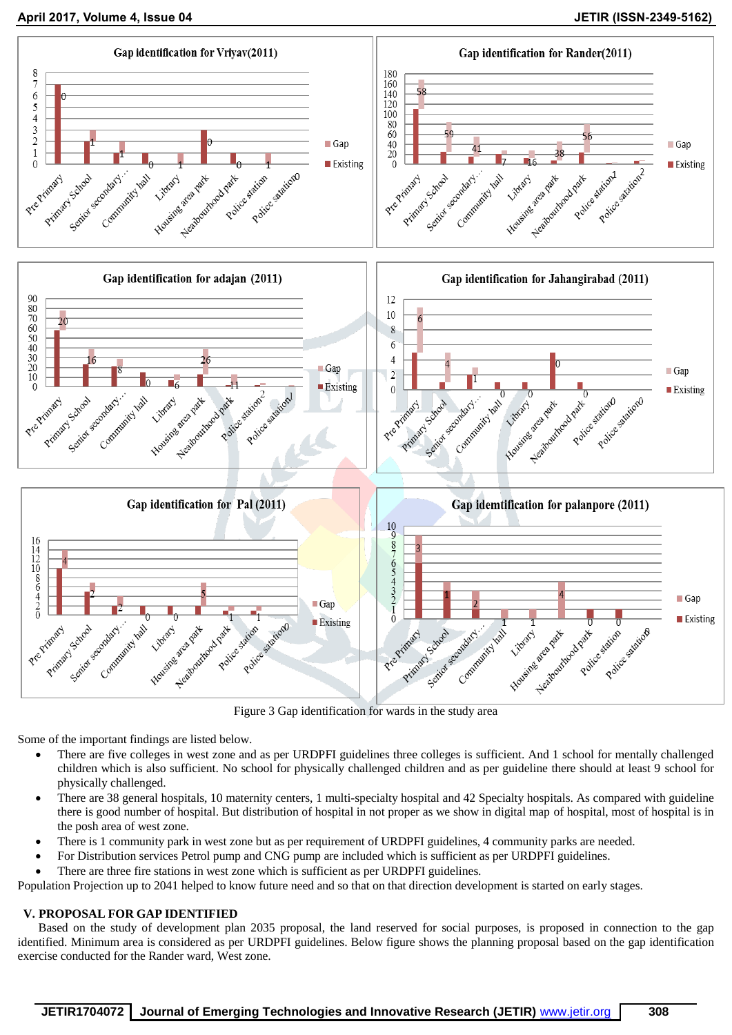Figure 3 Gap identification for wards in the study area

Some of the important findings are listed below.

- There are five colleges in west zone and as per URDPFI guidelines three colleges is sufficient. And 1 school for mentally challenged children which is also sufficient. No school for physically challenged children and as per guideline there should at least 9 school for physically challenged.
- There are 38 general hospitals, 10 maternity centers, 1 multi-specialty hospital and 42 Specialty hospitals. As compared with guideline there is good number of hospital. But distribution of hospital in not proper as we show in digital map of hospital, most of hospital is in the posh area of west zone.
- There is 1 community park in west zone but as per requirement of URDPFI guidelines, 4 community parks are needed.
- For Distribution services Petrol pump and CNG pump are included which is sufficient as per URDPFI guidelines.
- There are three fire stations in west zone which is sufficient as per URDPFI guidelines.

Population Projection up to 2041 helped to know future need and so that on that direction development is started on early stages.

## V. PROPOSAL FOR GAP IDENTIFIED

Based on the study of development plan 2035 proposal, the land reserved for social purposes, is proposed in connection to the gap identified. Minimum area is considered as per URDPFI guidelines. Below figure shows the planning proposal based on the gap identification exercise conducted for the Rander ward, West zone.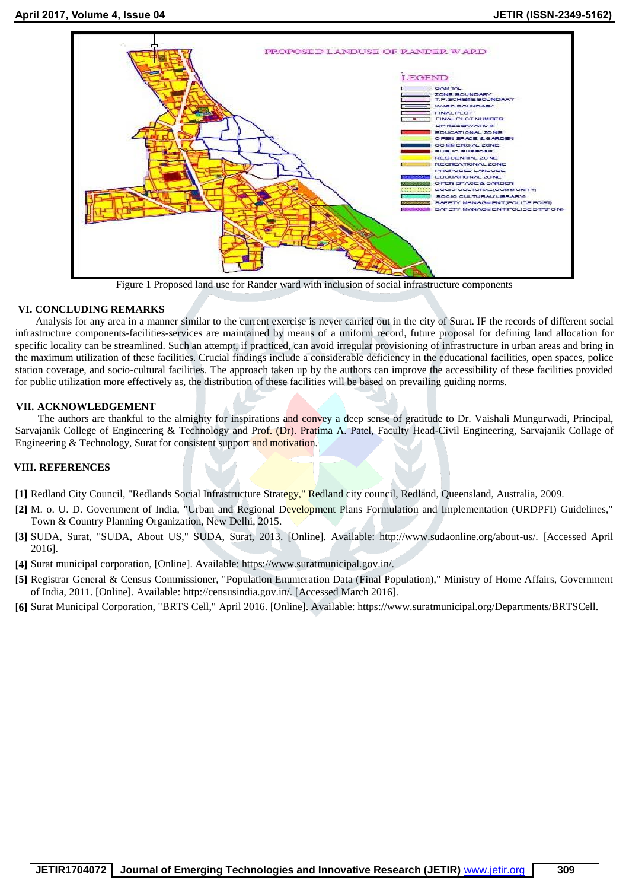PROPOSED LANDUSE OF RANDER WARD

LEGEND

CAPITAL
ZONE BOUNDARY
T.P.SCHEME BOUNDARY
WARD BOUNDARY
FINAL PLOT
FINAL PLOT NUMBER
DP RESERVATION
EDUCATIONAL ZONE
OPEN SPACE & GARDEN
COMMERCIAL ZONE
PUBLIC PURPOSE
RESIDENTIAL ZONE
RECREATIONAL ZONE
PROPOSED LANDUSE
EDUCATIONAL ZONE
OPEN SPACE & GARDEN
SOCIO CULTURAL(COMMUNITY)
SOCIO CULTURAL(LIBRARY)
SAFETY MANAGEMENT(POLICE POST)
SAFETY MANAGEMENT(POLICE STATION)

Figure 1 Proposed land use for Rander ward with inclusion of social infrastructure components

## VI. CONCLUDING REMARKS

Analysis for any area in a manner similar to the current exercise is never carried out in the city of Surat. IF the records of different social infrastructure components-facilities-services are maintained by means of a uniform record, future proposal for defining land allocation for specific locality can be streamlined. Such an attempt, if practiced, can avoid irregular provisioning of infrastructure in urban areas and bring in the maximum utilization of these facilities. Crucial findings include a considerable deficiency in the educational facilities, open spaces, police station coverage, and socio-cultural facilities. The approach taken up by the authors can improve the accessibility of these facilities provided for public utilization more effectively as, the distribution of these facilities will be based on prevailing guiding norms.

## VII. ACKNOWLEDGEMENT

The authors are thankful to the almighty for inspirations and convey a deep sense of gratitude to Dr. Vaishali Mungurwadi, Principal, Sarvajanik College of Engineering & Technology and Prof. (Dr). Pratima A. Patel, Faculty Head-Civil Engineering, Sarvajanik Collage of Engineering & Technology, Surat for consistent support and motivation.

## VIII. REFERENCES

**[1]** Redland City Council, "Redlands Social Infrastructure Strategy," Redland city council, Redland, Queensland, Australia, 2009.

**[2]** M. o. U. D. Government of India, "Urban and Regional Development Plans Formulation and Implementation (URDPFI) Guidelines," Town & Country Planning Organization, New Delhi, 2015.

**[3]** SUDA, Surat, "SUDA, About US," SUDA, Surat, 2013. [Online]. Available: http://www.sudaonline.org/about-us/. [Accessed April 2016].

**[4]** Surat municipal corporation, [Online]. Available: https://www.suratmunicipal.gov.in/.

**[5]** Registrar General & Census Commissioner, "Population Enumeration Data (Final Population)," Ministry of Home Affairs, Government of India, 2011. [Online]. Available: http://censusindia.gov.in/. [Accessed March 2016].

**[6]** Surat Municipal Corporation, "BRTS Cell," April 2016. [Online]. Available: https://www.suratmunicipal.org/Departments/BRTSCell.